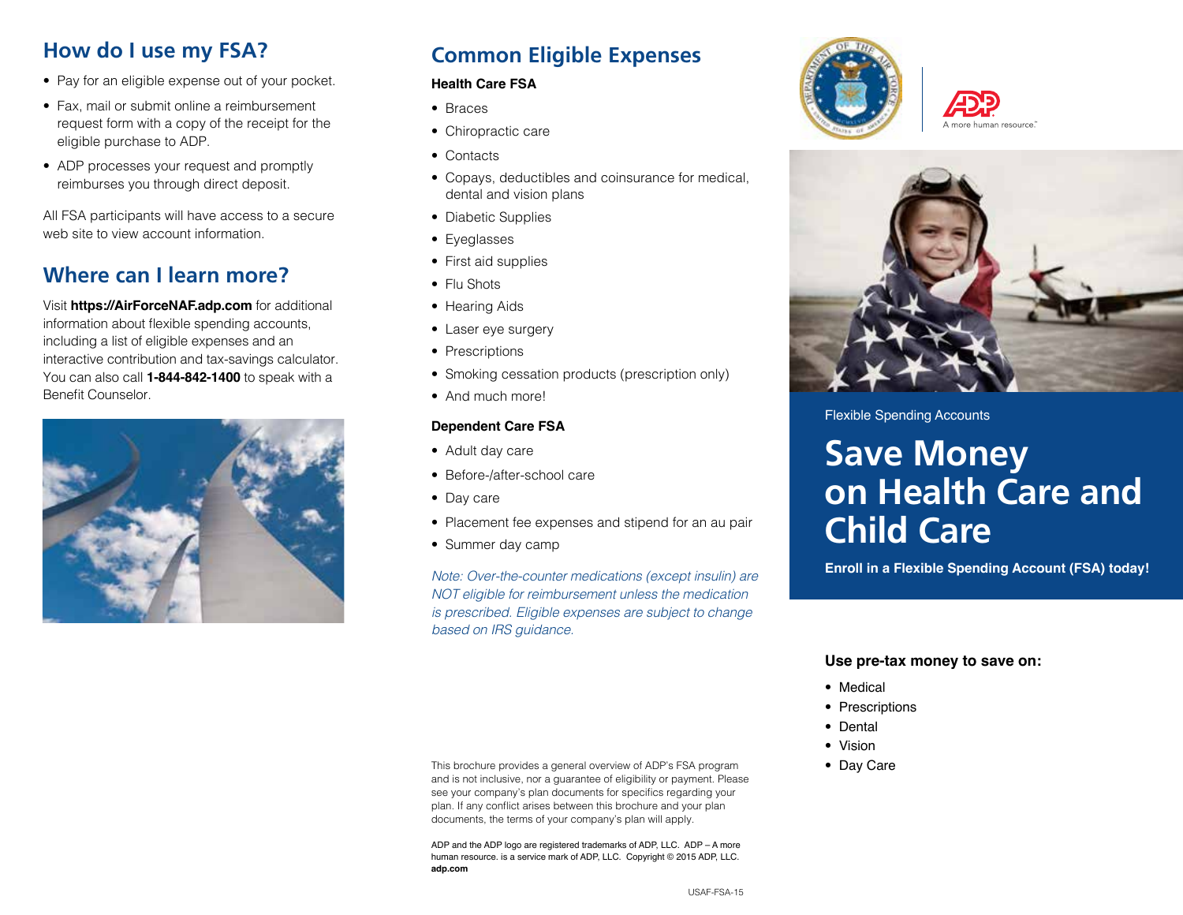## How do I use my FSA?

- Pay for an eligible expense out of your pocket.
- Fax, mail or submit online a reimbursement request form with a copy of the receipt for the eligible purchase to ADP.
- ADP processes your request and promptly reimburses you through direct deposit.

All FSA participants will have access to a secure web site to view account information.

## Where can I learn more?

Visit **https://AirForceNAF.adp.com** for additional information about flexible spending accounts, including a list of eligible expenses and an interactive contribution and tax-savings calculator. You can also call **1-844-842-1400** to speak with a Benefit Counselor.

## Common Eligible Expenses

**Health Care FSA**

- Braces
- Chiropractic care
- Contacts
- Copays, deductibles and coinsurance for medical, dental and vision plans
- Diabetic Supplies
- Eyeglasses
- First aid supplies
- Flu Shots
- Hearing Aids
- Laser eye surgery
- Prescriptions
- Smoking cessation products (prescription only)
- And much more!

**Dependent Care FSA**

- Adult day care
- Before-/after-school care
- Day care
- Placement fee expenses and stipend for an au pair
- Summer day camp

*Note: Over-the-counter medications (except insulin) are NOT eligible for reimbursement unless the medication is prescribed. Eligible expenses are subject to change based on IRS guidance.*

This brochure provides a general overview of ADP's FSA program and is not inclusive, nor a guarantee of eligibility or payment. Please see your company's plan documents for specifics regarding your plan. If any conflict arises between this brochure and your plan documents, the terms of your company's plan will apply.

ADP and the ADP logo are registered trademarks of ADP, LLC. ADP – A more human resource. is a service mark of ADP, LLC. Copyright © 2015 ADP, LLC. **adp.com**

USAF-FSA-15

A more human resource.

Flexible Spending Accounts

# Save Money on Health Care and Child Care

**Enroll in a Flexible Spending Account (FSA) today!**

**Use pre-tax money to save on:**

- Medical
- Prescriptions
- Dental
- Vision
- Day Care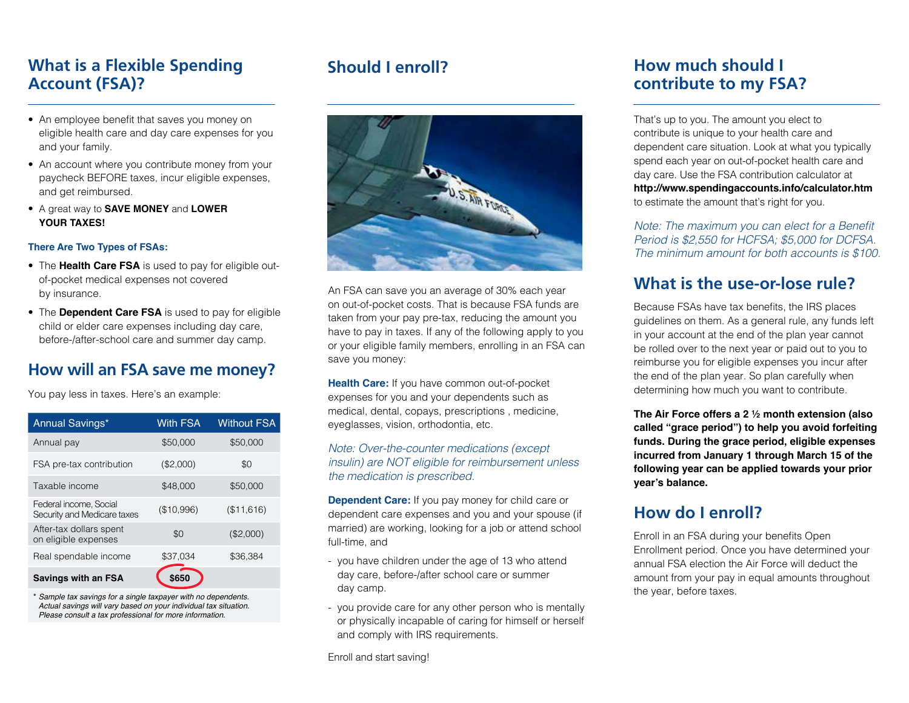## What is a Flexible Spending Account (FSA)?

- An employee benefit that saves you money on eligible health care and day care expenses for you and your family.
- An account where you contribute money from your paycheck BEFORE taxes, incur eligible expenses, and get reimbursed.
- A great way to **SAVE MONEY** and **LOWER YOUR TAXES!**

**There Are Two Types of FSAs:**

- The **Health Care FSA** is used to pay for eligible out-of-pocket medical expenses not covered by insurance.
- The **Dependent Care FSA** is used to pay for eligible child or elder care expenses including day care, before-/after-school care and summer day camp.

## How will an FSA save me money?

You pay less in taxes. Here's an example:

| Annual Savings* | With FSA | Without FSA |
|---|---|---|
| Annual pay | $50,000 | $50,000 |
| FSA pre-tax contribution | ($2,000) | $0 |
| Taxable income | $48,000 | $50,000 |
| Federal income, Social Security and Medicare taxes | ($10,996) | ($11,616) |
| After-tax dollars spent on eligible expenses | $0 | ($2,000) |
| Real spendable income | $37,034 | $36,384 |
| **Savings with an FSA** | **$650** | |

*\* Sample tax savings for a single taxpayer with no dependents. Actual savings will vary based on your individual tax situation. Please consult a tax professional for more information.*

## Should I enroll?

An FSA can save you an average of 30% each year on out-of-pocket costs. That is because FSA funds are taken from your pay pre-tax, reducing the amount you have to pay in taxes. If any of the following apply to you or your eligible family members, enrolling in an FSA can save you money:

**Health Care:** If you have common out-of-pocket expenses for you and your dependents such as medical, dental, copays, prescriptions , medicine, eyeglasses, vision, orthodontia, etc.

*Note: Over-the-counter medications (except insulin) are NOT eligible for reimbursement unless the medication is prescribed.*

**Dependent Care:** If you pay money for child care or dependent care expenses and you and your spouse (if married) are working, looking for a job or attend school full-time, and

- you have children under the age of 13 who attend day care, before-/after school care or summer day camp.
- you provide care for any other person who is mentally or physically incapable of caring for himself or herself and comply with IRS requirements.

Enroll and start saving!

## How much should I contribute to my FSA?

That's up to you. The amount you elect to contribute is unique to your health care and dependent care situation. Look at what you typically spend each year on out-of-pocket health care and day care. Use the FSA contribution calculator at **http://www.spendingaccounts.info/calculator.htm** to estimate the amount that's right for you.

*Note: The maximum you can elect for a Benefit Period is $2,550 for HCFSA; $5,000 for DCFSA. The minimum amount for both accounts is $100.*

## What is the use-or-lose rule?

Because FSAs have tax benefits, the IRS places guidelines on them. As a general rule, any funds left in your account at the end of the plan year cannot be rolled over to the next year or paid out to you to reimburse you for eligible expenses you incur after the end of the plan year. So plan carefully when determining how much you want to contribute.

**The Air Force offers a 2 ½ month extension (also called "grace period") to help you avoid forfeiting funds. During the grace period, eligible expenses incurred from January 1 through March 15 of the following year can be applied towards your prior year's balance.**

## How do I enroll?

Enroll in an FSA during your benefits Open Enrollment period. Once you have determined your annual FSA election the Air Force will deduct the amount from your pay in equal amounts throughout the year, before taxes.